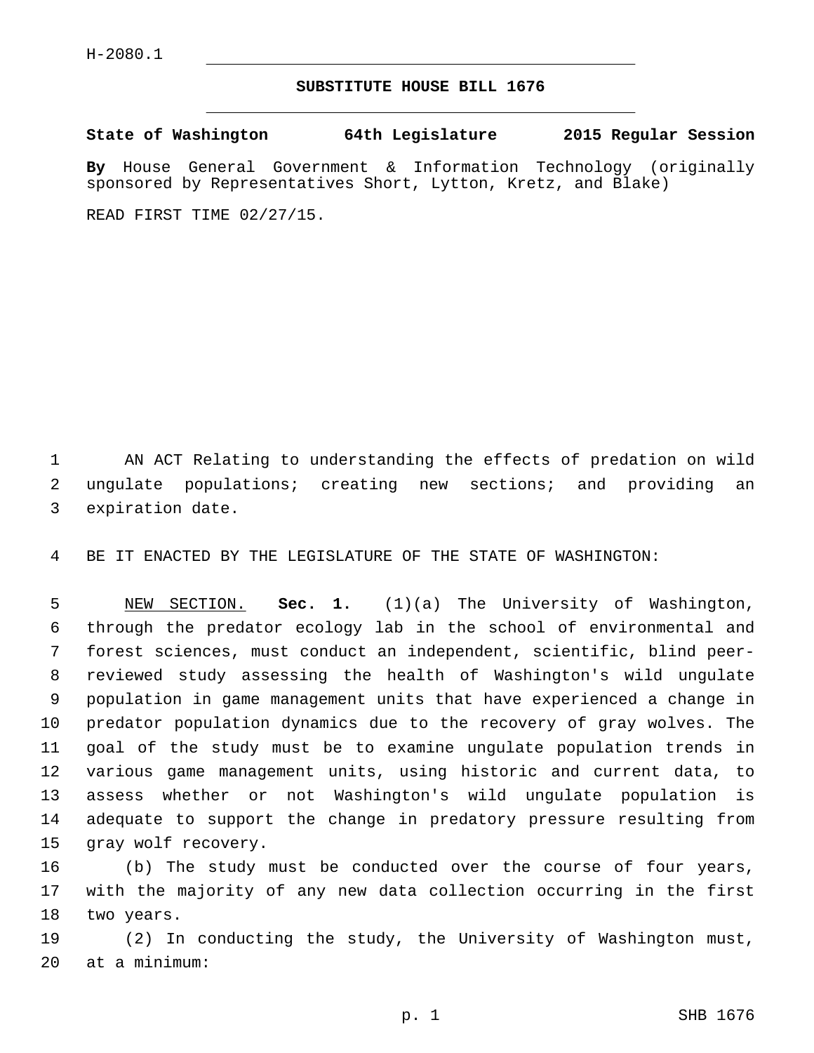H-2080.1

# SUBSTITUTE HOUSE BILL 1676

**State of Washington 64th Legislature 2015 Regular Session**

**By** House General Government & Information Technology (originally sponsored by Representatives Short, Lytton, Kretz, and Blake)

READ FIRST TIME 02/27/15.

AN ACT Relating to understanding the effects of predation on wild ungulate populations; creating new sections; and providing an expiration date.

BE IT ENACTED BY THE LEGISLATURE OF THE STATE OF WASHINGTON:

NEW SECTION. **Sec. 1.** (1)(a) The University of Washington, through the predator ecology lab in the school of environmental and forest sciences, must conduct an independent, scientific, blind peer-reviewed study assessing the health of Washington's wild ungulate population in game management units that have experienced a change in predator population dynamics due to the recovery of gray wolves. The goal of the study must be to examine ungulate population trends in various game management units, using historic and current data, to assess whether or not Washington's wild ungulate population is adequate to support the change in predatory pressure resulting from gray wolf recovery.

(b) The study must be conducted over the course of four years, with the majority of any new data collection occurring in the first two years.

(2) In conducting the study, the University of Washington must, at a minimum: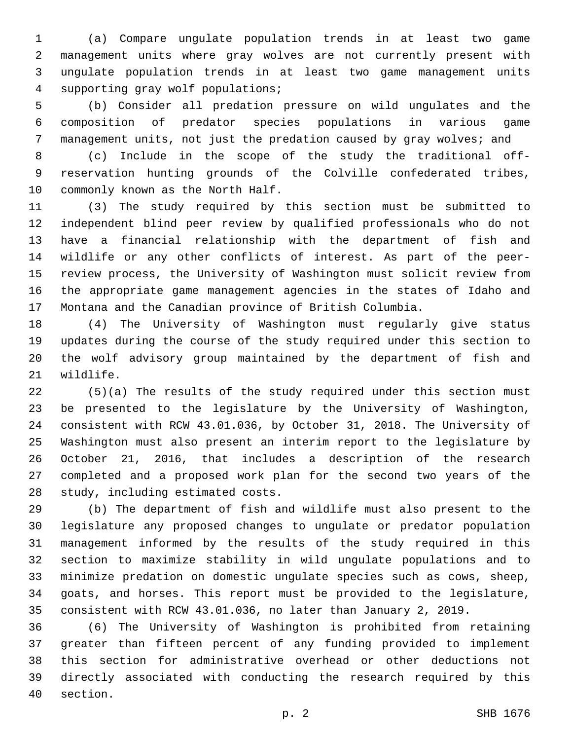(a) Compare ungulate population trends in at least two game management units where gray wolves are not currently present with ungulate population trends in at least two game management units supporting gray wolf populations;

(b) Consider all predation pressure on wild ungulates and the composition of predator species populations in various game management units, not just the predation caused by gray wolves; and

(c) Include in the scope of the study the traditional off-reservation hunting grounds of the Colville confederated tribes, commonly known as the North Half.

(3) The study required by this section must be submitted to independent blind peer review by qualified professionals who do not have a financial relationship with the department of fish and wildlife or any other conflicts of interest. As part of the peer-review process, the University of Washington must solicit review from the appropriate game management agencies in the states of Idaho and Montana and the Canadian province of British Columbia.

(4) The University of Washington must regularly give status updates during the course of the study required under this section to the wolf advisory group maintained by the department of fish and wildlife.

(5)(a) The results of the study required under this section must be presented to the legislature by the University of Washington, consistent with RCW 43.01.036, by October 31, 2018. The University of Washington must also present an interim report to the legislature by October 21, 2016, that includes a description of the research completed and a proposed work plan for the second two years of the study, including estimated costs.

(b) The department of fish and wildlife must also present to the legislature any proposed changes to ungulate or predator population management informed by the results of the study required in this section to maximize stability in wild ungulate populations and to minimize predation on domestic ungulate species such as cows, sheep, goats, and horses. This report must be provided to the legislature, consistent with RCW 43.01.036, no later than January 2, 2019.

(6) The University of Washington is prohibited from retaining greater than fifteen percent of any funding provided to implement this section for administrative overhead or other deductions not directly associated with conducting the research required by this section.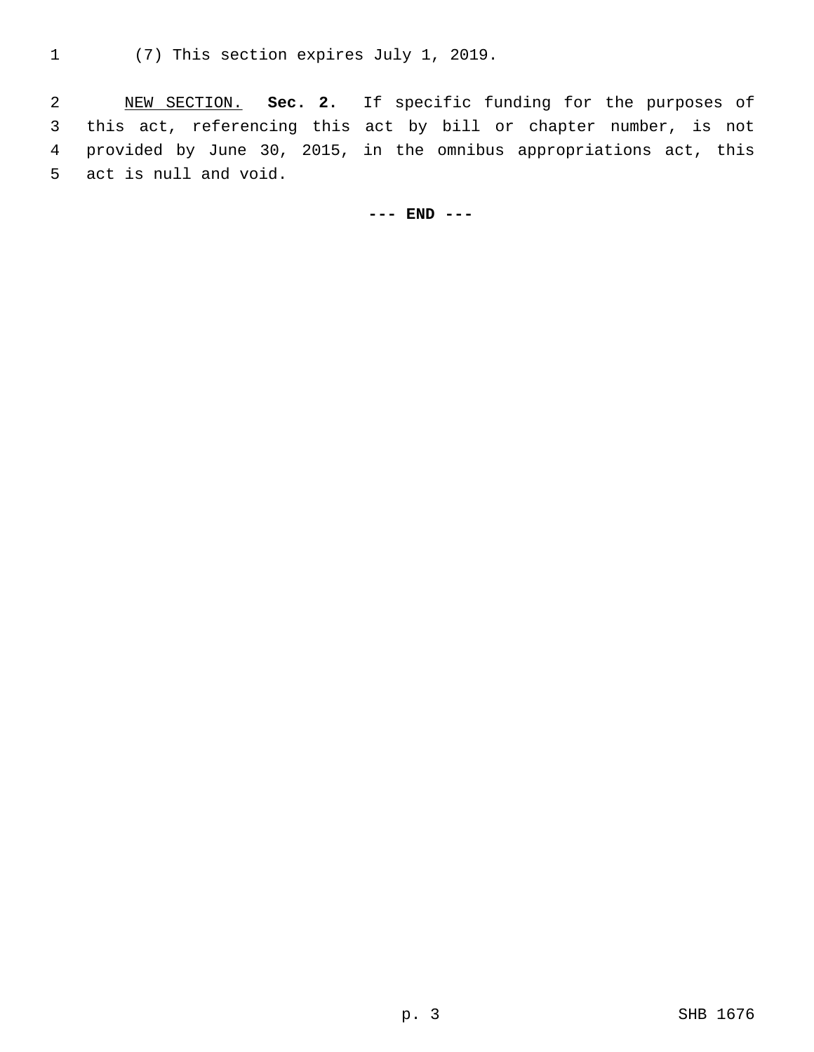(7) This section expires July 1, 2019.

NEW SECTION. **Sec. 2.** If specific funding for the purposes of this act, referencing this act by bill or chapter number, is not provided by June 30, 2015, in the omnibus appropriations act, this act is null and void.

**--- END ---**